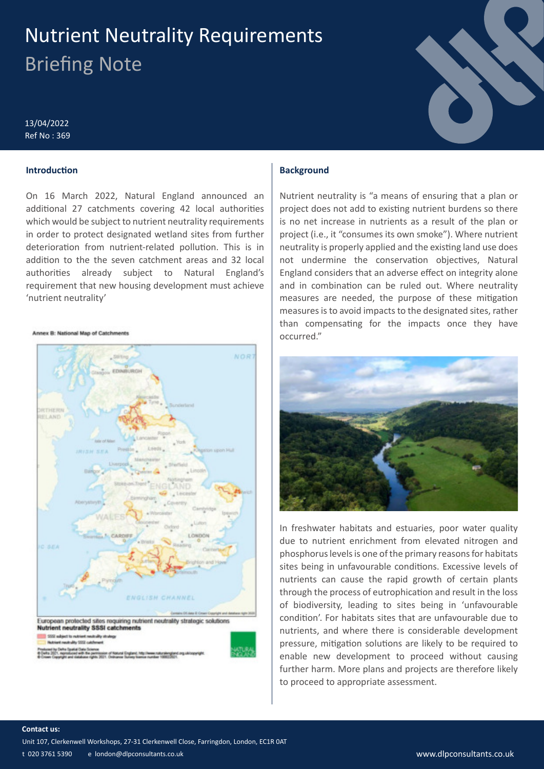# Nutrient Neutrality Requirements

## Briefing Note

13/04/2022
Ref No : 369

### Introduction

On 16 March 2022, Natural England announced an additional 27 catchments covering 42 local authorities which would be subject to nutrient neutrality requirements in order to protect designated wetland sites from further deterioration from nutrient-related pollution. This is in addition to the the seven catchment areas and 32 local authorities already subject to Natural England's requirement that new housing development must achieve 'nutrient neutrality'

Annex B: National Map of Catchments

European protected sites requiring nutrient neutrality strategic solutions
Nutrient neutrality SSSI catchments

### Background

Nutrient neutrality is "a means of ensuring that a plan or project does not add to existing nutrient burdens so there is no net increase in nutrients as a result of the plan or project (i.e., it "consumes its own smoke"). Where nutrient neutrality is properly applied and the existing land use does not undermine the conservation objectives, Natural England considers that an adverse effect on integrity alone and in combination can be ruled out. Where neutrality measures are needed, the purpose of these mitigation measures is to avoid impacts to the designated sites, rather than compensating for the impacts once they have occurred."

In freshwater habitats and estuaries, poor water quality due to nutrient enrichment from elevated nitrogen and phosphorus levels is one of the primary reasons for habitats sites being in unfavourable conditions. Excessive levels of nutrients can cause the rapid growth of certain plants through the process of eutrophication and result in the loss of biodiversity, leading to sites being in 'unfavourable condition'. For habitats sites that are unfavourable due to nutrients, and where there is considerable development pressure, mitigation solutions are likely to be required to enable new development to proceed without causing further harm. More plans and projects are therefore likely to proceed to appropriate assessment.

**Contact us:**
Unit 107, Clerkenwell Workshops, 27-31 Clerkenwell Close, Farringdon, London, EC1R 0AT
t 020 3761 5390 e london@dlpconsultants.co.uk
www.dlpconsultants.co.uk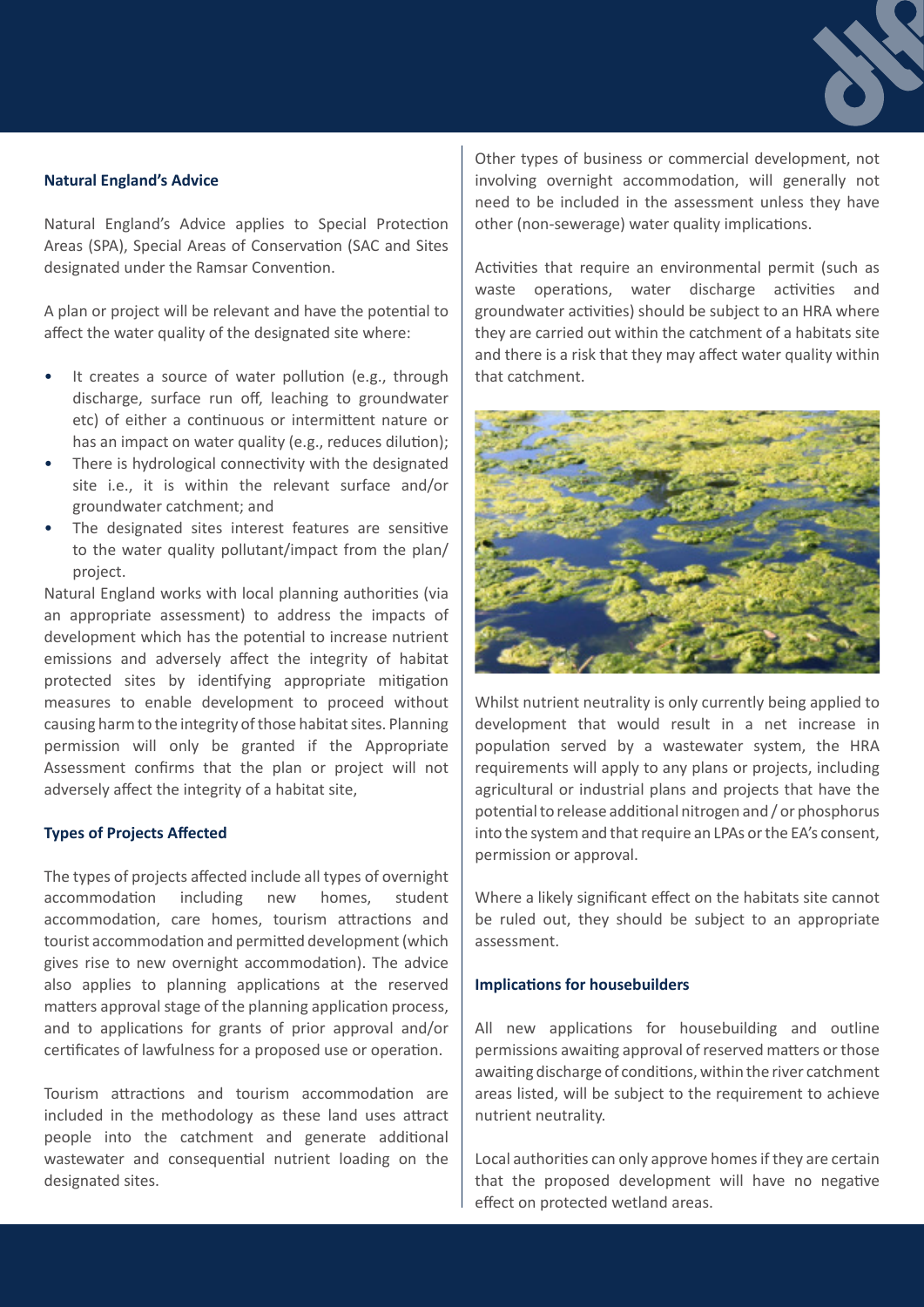## Natural England's Advice

Natural England's Advice applies to Special Protection Areas (SPA), Special Areas of Conservation (SAC and Sites designated under the Ramsar Convention.

A plan or project will be relevant and have the potential to affect the water quality of the designated site where:

- It creates a source of water pollution (e.g., through discharge, surface run off, leaching to groundwater etc) of either a continuous or intermittent nature or has an impact on water quality (e.g., reduces dilution);
- There is hydrological connectivity with the designated site i.e., it is within the relevant surface and/or groundwater catchment; and
- The designated sites interest features are sensitive to the water quality pollutant/impact from the plan/ project.

Natural England works with local planning authorities (via an appropriate assessment) to address the impacts of development which has the potential to increase nutrient emissions and adversely affect the integrity of habitat protected sites by identifying appropriate mitigation measures to enable development to proceed without causing harm to the integrity of those habitat sites. Planning permission will only be granted if the Appropriate Assessment confirms that the plan or project will not adversely affect the integrity of a habitat site,

## Types of Projects Affected

The types of projects affected include all types of overnight accommodation including new homes, student accommodation, care homes, tourism attractions and tourist accommodation and permitted development (which gives rise to new overnight accommodation). The advice also applies to planning applications at the reserved matters approval stage of the planning application process, and to applications for grants of prior approval and/or certificates of lawfulness for a proposed use or operation.

Tourism attractions and tourism accommodation are included in the methodology as these land uses attract people into the catchment and generate additional wastewater and consequential nutrient loading on the designated sites.

Other types of business or commercial development, not involving overnight accommodation, will generally not need to be included in the assessment unless they have other (non-sewerage) water quality implications.

Activities that require an environmental permit (such as waste operations, water discharge activities and groundwater activities) should be subject to an HRA where they are carried out within the catchment of a habitats site and there is a risk that they may affect water quality within that catchment.

Whilst nutrient neutrality is only currently being applied to development that would result in a net increase in population served by a wastewater system, the HRA requirements will apply to any plans or projects, including agricultural or industrial plans and projects that have the potential to release additional nitrogen and / or phosphorus into the system and that require an LPAs or the EA's consent, permission or approval.

Where a likely significant effect on the habitats site cannot be ruled out, they should be subject to an appropriate assessment.

## Implications for housebuilders

All new applications for housebuilding and outline permissions awaiting approval of reserved matters or those awaiting discharge of conditions, within the river catchment areas listed, will be subject to the requirement to achieve nutrient neutrality.

Local authorities can only approve homes if they are certain that the proposed development will have no negative effect on protected wetland areas.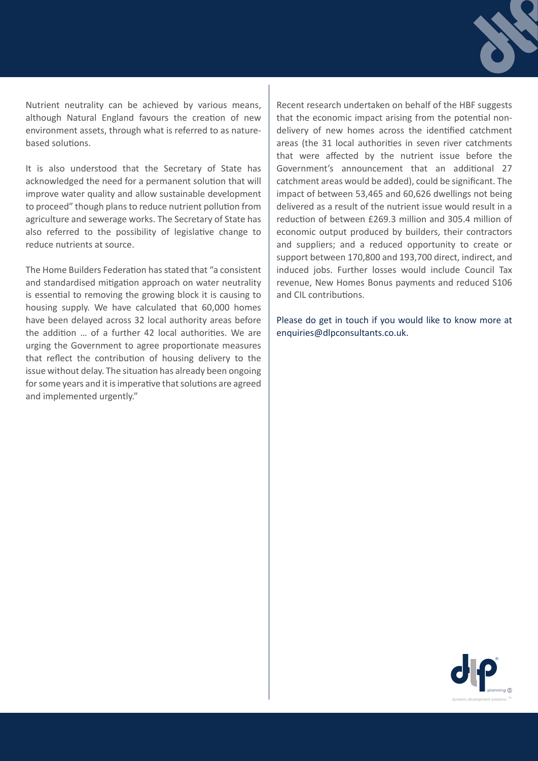Nutrient neutrality can be achieved by various means, although Natural England favours the creation of new environment assets, through what is referred to as nature-based solutions.

It is also understood that the Secretary of State has acknowledged the need for a permanent solution that will improve water quality and allow sustainable development to proceed" though plans to reduce nutrient pollution from agriculture and sewerage works. The Secretary of State has also referred to the possibility of legislative change to reduce nutrients at source.

The Home Builders Federation has stated that "a consistent and standardised mitigation approach on water neutrality is essential to removing the growing block it is causing to housing supply. We have calculated that 60,000 homes have been delayed across 32 local authority areas before the addition … of a further 42 local authorities. We are urging the Government to agree proportionate measures that reflect the contribution of housing delivery to the issue without delay. The situation has already been ongoing for some years and it is imperative that solutions are agreed and implemented urgently."

Recent research undertaken on behalf of the HBF suggests that the economic impact arising from the potential non-delivery of new homes across the identified catchment areas (the 31 local authorities in seven river catchments that were affected by the nutrient issue before the Government's announcement that an additional 27 catchment areas would be added), could be significant. The impact of between 53,465 and 60,626 dwellings not being delivered as a result of the nutrient issue would result in a reduction of between £269.3 million and 305.4 million of economic output produced by builders, their contractors and suppliers; and a reduced opportunity to create or support between 170,800 and 193,700 direct, indirect, and induced jobs. Further losses would include Council Tax revenue, New Homes Bonus payments and reduced S106 and CIL contributions.

Please do get in touch if you would like to know more at enquiries@dlpconsultants.co.uk.